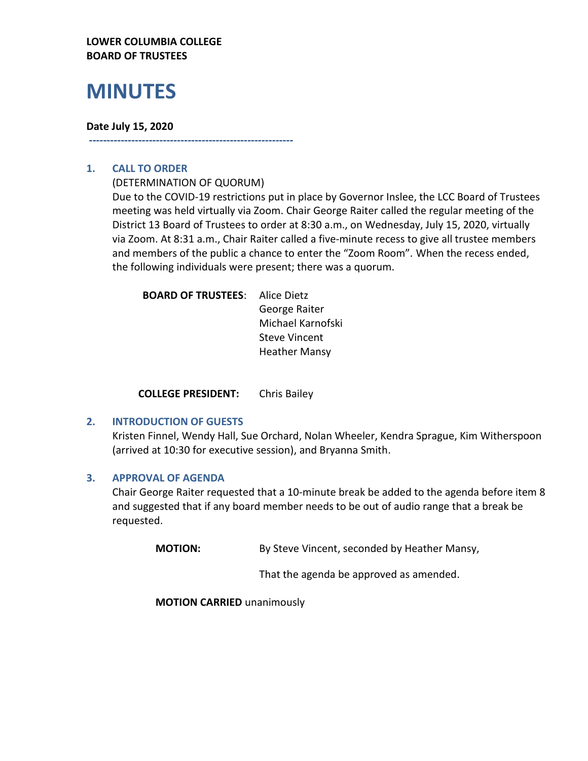**LOWER COLUMBIA COLLEGE**
**BOARD OF TRUSTEES**

# MINUTES

**Date July 15, 2020**

---

## 1. CALL TO ORDER

(DETERMINATION OF QUORUM)

Due to the COVID-19 restrictions put in place by Governor Inslee, the LCC Board of Trustees meeting was held virtually via Zoom. Chair George Raiter called the regular meeting of the District 13 Board of Trustees to order at 8:30 a.m., on Wednesday, July 15, 2020, virtually via Zoom. At 8:31 a.m., Chair Raiter called a five-minute recess to give all trustee members and members of the public a chance to enter the "Zoom Room". When the recess ended, the following individuals were present; there was a quorum.

**BOARD OF TRUSTEES**: Alice Dietz
George Raiter
Michael Karnofski
Steve Vincent
Heather Mansy

**COLLEGE PRESIDENT:** Chris Bailey

## 2. INTRODUCTION OF GUESTS

Kristen Finnel, Wendy Hall, Sue Orchard, Nolan Wheeler, Kendra Sprague, Kim Witherspoon (arrived at 10:30 for executive session), and Bryanna Smith.

## 3. APPROVAL OF AGENDA

Chair George Raiter requested that a 10-minute break be added to the agenda before item 8 and suggested that if any board member needs to be out of audio range that a break be requested.

**MOTION:** By Steve Vincent, seconded by Heather Mansy,

That the agenda be approved as amended.

**MOTION CARRIED** unanimously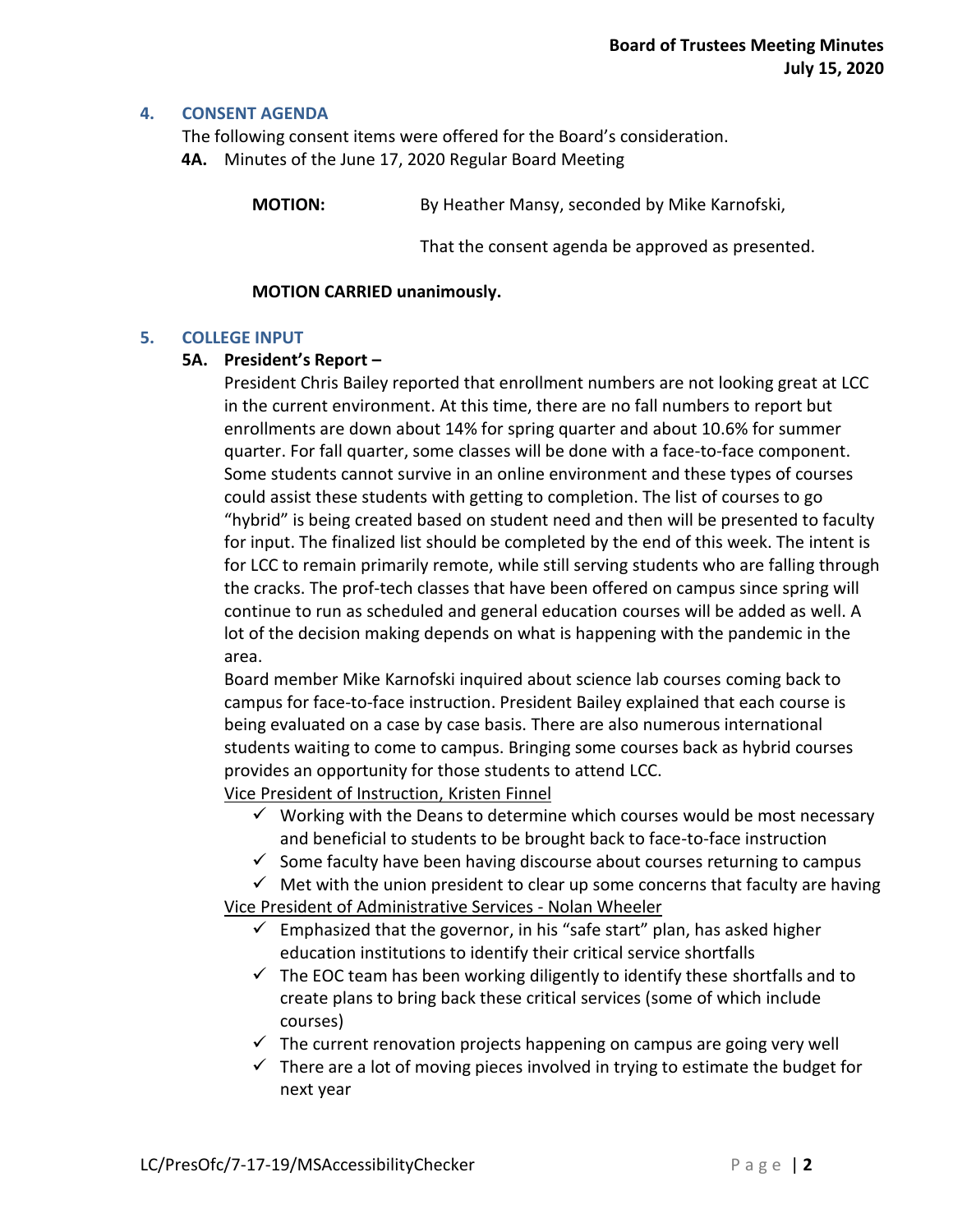## 4. CONSENT AGENDA

The following consent items were offered for the Board's consideration.

**4A.** Minutes of the June 17, 2020 Regular Board Meeting

**MOTION:** By Heather Mansy, seconded by Mike Karnofski,

That the consent agenda be approved as presented.

**MOTION CARRIED unanimously.**

## 5. COLLEGE INPUT

### 5A. President's Report –

President Chris Bailey reported that enrollment numbers are not looking great at LCC in the current environment. At this time, there are no fall numbers to report but enrollments are down about 14% for spring quarter and about 10.6% for summer quarter. For fall quarter, some classes will be done with a face-to-face component. Some students cannot survive in an online environment and these types of courses could assist these students with getting to completion. The list of courses to go "hybrid" is being created based on student need and then will be presented to faculty for input. The finalized list should be completed by the end of this week. The intent is for LCC to remain primarily remote, while still serving students who are falling through the cracks. The prof-tech classes that have been offered on campus since spring will continue to run as scheduled and general education courses will be added as well. A lot of the decision making depends on what is happening with the pandemic in the area.

Board member Mike Karnofski inquired about science lab courses coming back to campus for face-to-face instruction. President Bailey explained that each course is being evaluated on a case by case basis. There are also numerous international students waiting to come to campus. Bringing some courses back as hybrid courses provides an opportunity for those students to attend LCC.

Vice President of Instruction, Kristen Finnel

- ✓ Working with the Deans to determine which courses would be most necessary and beneficial to students to be brought back to face-to-face instruction
- ✓ Some faculty have been having discourse about courses returning to campus
- ✓ Met with the union president to clear up some concerns that faculty are having

Vice President of Administrative Services - Nolan Wheeler

- ✓ Emphasized that the governor, in his "safe start" plan, has asked higher education institutions to identify their critical service shortfalls
- ✓ The EOC team has been working diligently to identify these shortfalls and to create plans to bring back these critical services (some of which include courses)
- ✓ The current renovation projects happening on campus are going very well
- ✓ There are a lot of moving pieces involved in trying to estimate the budget for next year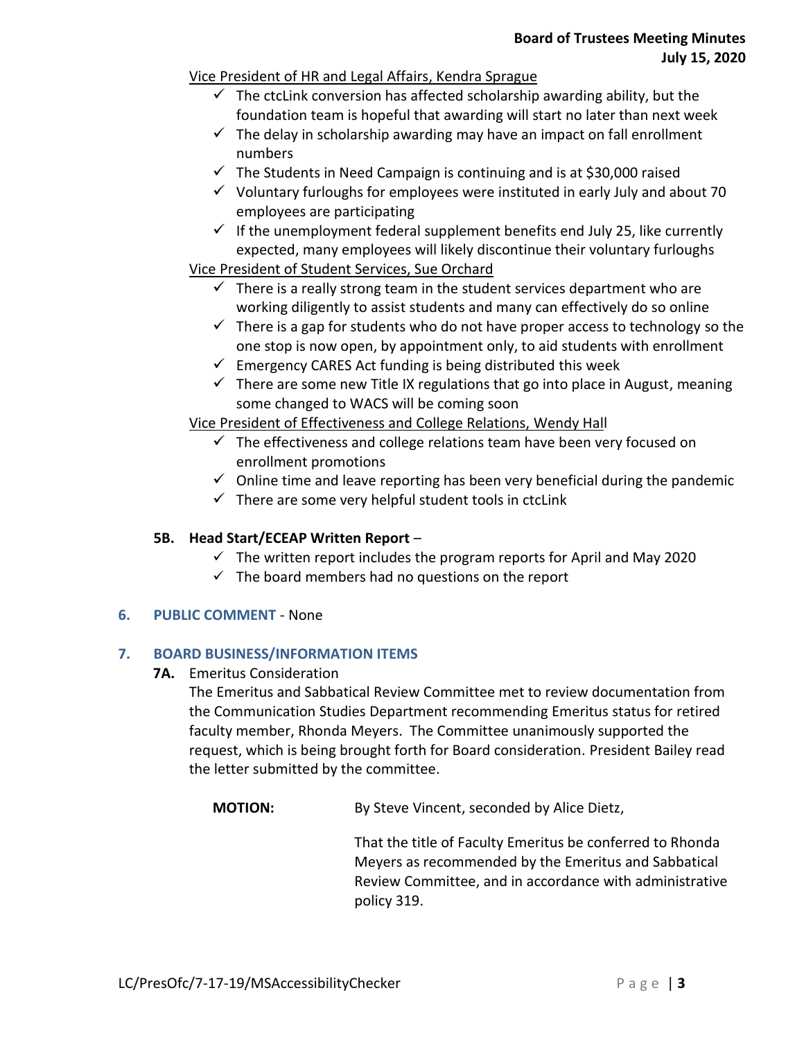Vice President of HR and Legal Affairs, Kendra Sprague

- ✓ The ctcLink conversion has affected scholarship awarding ability, but the foundation team is hopeful that awarding will start no later than next week
- ✓ The delay in scholarship awarding may have an impact on fall enrollment numbers
- ✓ The Students in Need Campaign is continuing and is at $30,000 raised
- ✓ Voluntary furloughs for employees were instituted in early July and about 70 employees are participating
- ✓ If the unemployment federal supplement benefits end July 25, like currently expected, many employees will likely discontinue their voluntary furloughs

Vice President of Student Services, Sue Orchard

- ✓ There is a really strong team in the student services department who are working diligently to assist students and many can effectively do so online
- ✓ There is a gap for students who do not have proper access to technology so the one stop is now open, by appointment only, to aid students with enrollment
- ✓ Emergency CARES Act funding is being distributed this week
- ✓ There are some new Title IX regulations that go into place in August, meaning some changed to WACS will be coming soon

Vice President of Effectiveness and College Relations, Wendy Hall

- ✓ The effectiveness and college relations team have been very focused on enrollment promotions
- ✓ Online time and leave reporting has been very beneficial during the pandemic
- ✓ There are some very helpful student tools in ctcLink

**5B. Head Start/ECEAP Written Report** –

- ✓ The written report includes the program reports for April and May 2020
- ✓ The board members had no questions on the report

## 6. PUBLIC COMMENT - None

## 7. BOARD BUSINESS/INFORMATION ITEMS

**7A.** Emeritus Consideration

The Emeritus and Sabbatical Review Committee met to review documentation from the Communication Studies Department recommending Emeritus status for retired faculty member, Rhonda Meyers. The Committee unanimously supported the request, which is being brought forth for Board consideration. President Bailey read the letter submitted by the committee.

**MOTION:** By Steve Vincent, seconded by Alice Dietz,

That the title of Faculty Emeritus be conferred to Rhonda Meyers as recommended by the Emeritus and Sabbatical Review Committee, and in accordance with administrative policy 319.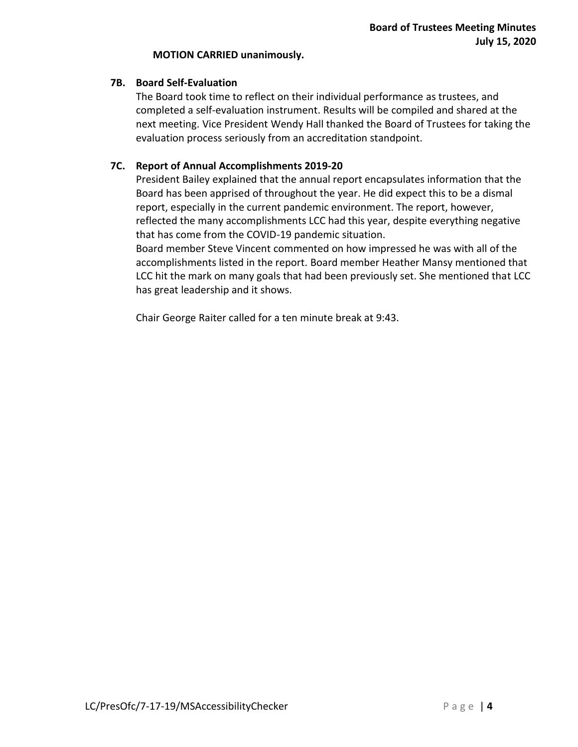**MOTION CARRIED unanimously.**

### 7B. Board Self-Evaluation

The Board took time to reflect on their individual performance as trustees, and completed a self-evaluation instrument. Results will be compiled and shared at the next meeting. Vice President Wendy Hall thanked the Board of Trustees for taking the evaluation process seriously from an accreditation standpoint.

### 7C. Report of Annual Accomplishments 2019-20

President Bailey explained that the annual report encapsulates information that the Board has been apprised of throughout the year. He did expect this to be a dismal report, especially in the current pandemic environment. The report, however, reflected the many accomplishments LCC had this year, despite everything negative that has come from the COVID-19 pandemic situation.

Board member Steve Vincent commented on how impressed he was with all of the accomplishments listed in the report. Board member Heather Mansy mentioned that LCC hit the mark on many goals that had been previously set. She mentioned that LCC has great leadership and it shows.

Chair George Raiter called for a ten minute break at 9:43.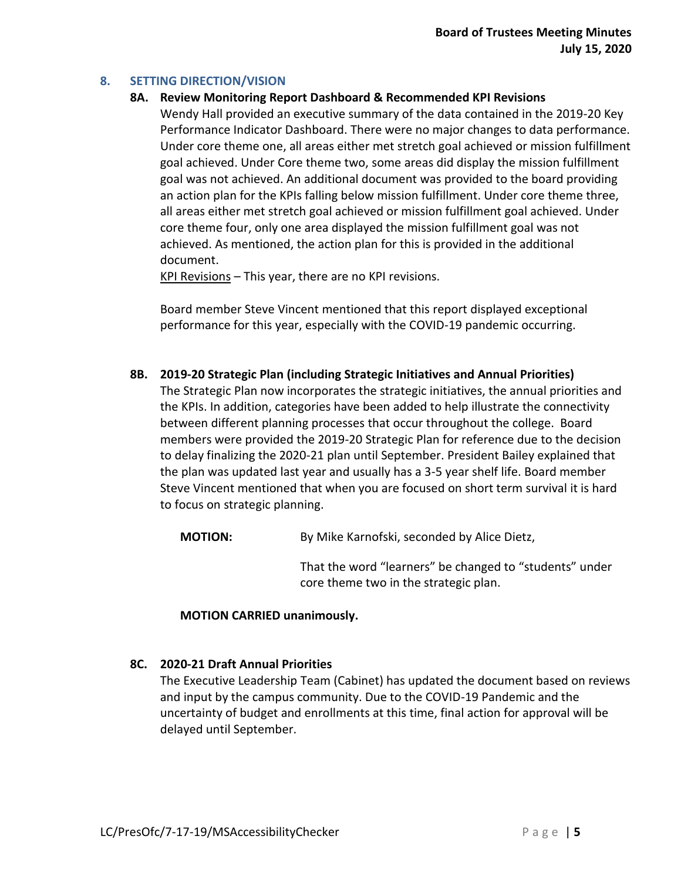## 8. SETTING DIRECTION/VISION

### 8A. Review Monitoring Report Dashboard & Recommended KPI Revisions

Wendy Hall provided an executive summary of the data contained in the 2019-20 Key Performance Indicator Dashboard. There were no major changes to data performance. Under core theme one, all areas either met stretch goal achieved or mission fulfillment goal achieved. Under Core theme two, some areas did display the mission fulfillment goal was not achieved. An additional document was provided to the board providing an action plan for the KPIs falling below mission fulfillment. Under core theme three, all areas either met stretch goal achieved or mission fulfillment goal achieved. Under core theme four, only one area displayed the mission fulfillment goal was not achieved. As mentioned, the action plan for this is provided in the additional document.

KPI Revisions – This year, there are no KPI revisions.

Board member Steve Vincent mentioned that this report displayed exceptional performance for this year, especially with the COVID-19 pandemic occurring.

### 8B. 2019-20 Strategic Plan (including Strategic Initiatives and Annual Priorities)

The Strategic Plan now incorporates the strategic initiatives, the annual priorities and the KPIs. In addition, categories have been added to help illustrate the connectivity between different planning processes that occur throughout the college. Board members were provided the 2019-20 Strategic Plan for reference due to the decision to delay finalizing the 2020-21 plan until September. President Bailey explained that the plan was updated last year and usually has a 3-5 year shelf life. Board member Steve Vincent mentioned that when you are focused on short term survival it is hard to focus on strategic planning.

**MOTION:** By Mike Karnofski, seconded by Alice Dietz,

That the word "learners" be changed to "students" under core theme two in the strategic plan.

**MOTION CARRIED unanimously.**

### 8C. 2020-21 Draft Annual Priorities

The Executive Leadership Team (Cabinet) has updated the document based on reviews and input by the campus community. Due to the COVID-19 Pandemic and the uncertainty of budget and enrollments at this time, final action for approval will be delayed until September.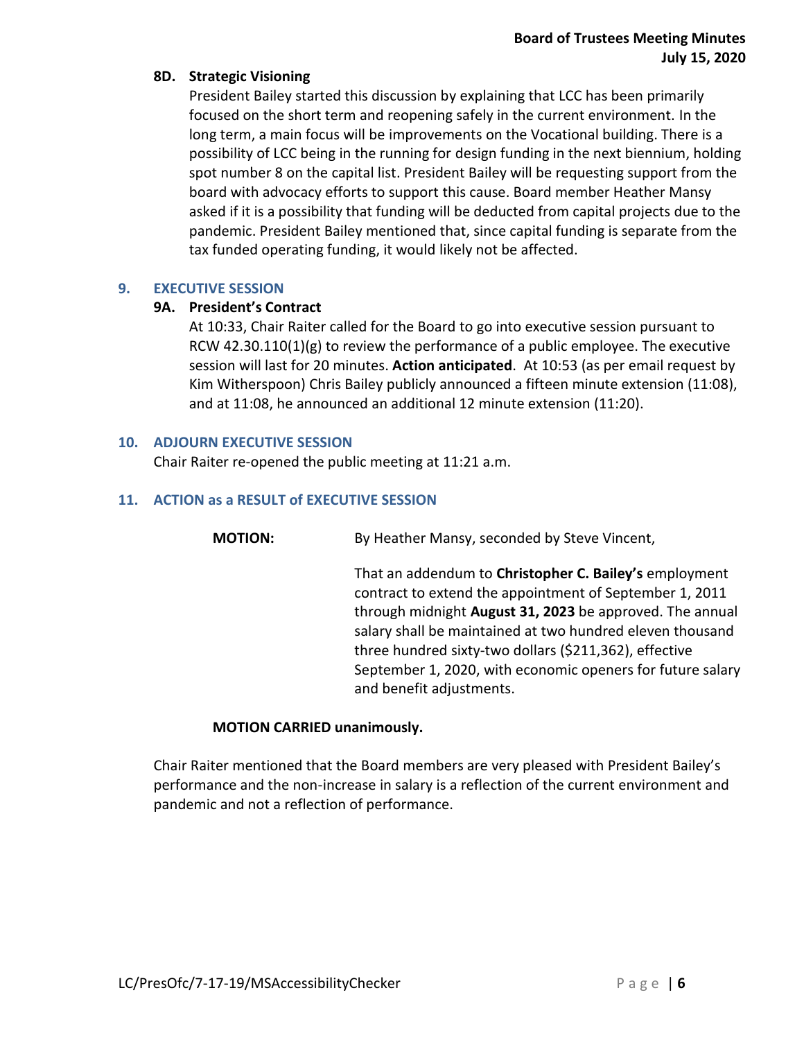### 8D. Strategic Visioning

President Bailey started this discussion by explaining that LCC has been primarily focused on the short term and reopening safely in the current environment. In the long term, a main focus will be improvements on the Vocational building. There is a possibility of LCC being in the running for design funding in the next biennium, holding spot number 8 on the capital list. President Bailey will be requesting support from the board with advocacy efforts to support this cause. Board member Heather Mansy asked if it is a possibility that funding will be deducted from capital projects due to the pandemic. President Bailey mentioned that, since capital funding is separate from the tax funded operating funding, it would likely not be affected.

## 9. EXECUTIVE SESSION

### 9A. President's Contract

At 10:33, Chair Raiter called for the Board to go into executive session pursuant to RCW 42.30.110(1)(g) to review the performance of a public employee. The executive session will last for 20 minutes. **Action anticipated**. At 10:53 (as per email request by Kim Witherspoon) Chris Bailey publicly announced a fifteen minute extension (11:08), and at 11:08, he announced an additional 12 minute extension (11:20).

## 10. ADJOURN EXECUTIVE SESSION

Chair Raiter re-opened the public meeting at 11:21 a.m.

## 11. ACTION as a RESULT of EXECUTIVE SESSION

**MOTION:** By Heather Mansy, seconded by Steve Vincent,

That an addendum to **Christopher C. Bailey's** employment contract to extend the appointment of September 1, 2011 through midnight **August 31, 2023** be approved. The annual salary shall be maintained at two hundred eleven thousand three hundred sixty-two dollars ($211,362), effective September 1, 2020, with economic openers for future salary and benefit adjustments.

**MOTION CARRIED unanimously.**

Chair Raiter mentioned that the Board members are very pleased with President Bailey's performance and the non-increase in salary is a reflection of the current environment and pandemic and not a reflection of performance.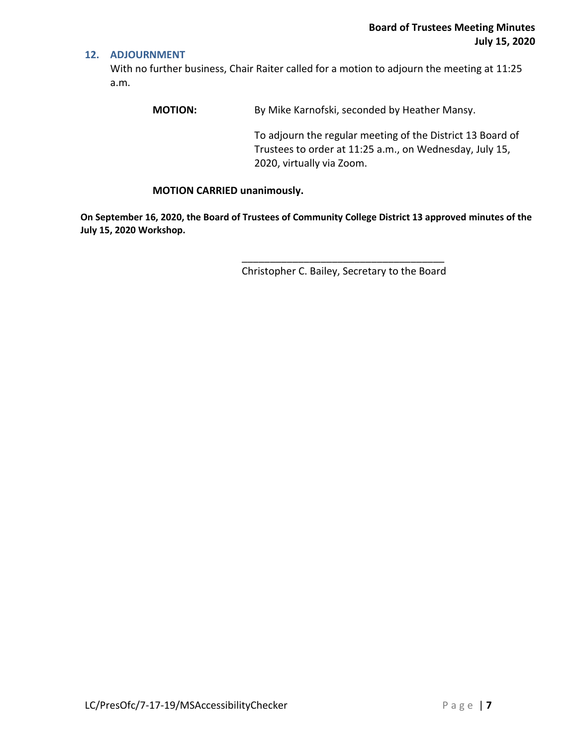## 12. ADJOURNMENT

With no further business, Chair Raiter called for a motion to adjourn the meeting at 11:25 a.m.

**MOTION:** By Mike Karnofski, seconded by Heather Mansy.

To adjourn the regular meeting of the District 13 Board of Trustees to order at 11:25 a.m., on Wednesday, July 15, 2020, virtually via Zoom.

**MOTION CARRIED unanimously.**

**On September 16, 2020, the Board of Trustees of Community College District 13 approved minutes of the July 15, 2020 Workshop.**

_____________________________________

Christopher C. Bailey, Secretary to the Board

LC/PresOfc/7-17-19/MSAccessibilityChecker